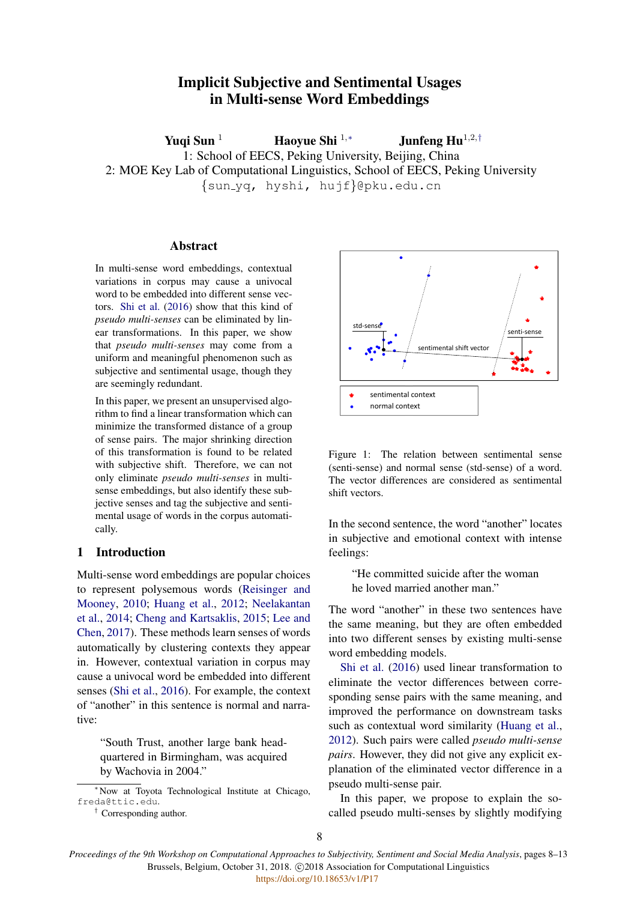# Implicit Subjective and Sentimental Usages in Multi-sense Word Embeddings

**Yuqi Sun** [1] **Haoyue Shi** [1,*] **Junfeng Hu**[1,2,†]

1: School of EECS, Peking University, Beijing, China

2: MOE Key Lab of Computational Linguistics, School of EECS, Peking University

{sun_yq, hyshi, hujf}@pku.edu.cn

## Abstract

In multi-sense word embeddings, contextual variations in corpus may cause a univocal word to be embedded into different sense vectors. Shi et al. (2016) show that this kind of *pseudo multi-senses* can be eliminated by linear transformations. In this paper, we show that *pseudo multi-senses* may come from a uniform and meaningful phenomenon such as subjective and sentimental usage, though they are seemingly redundant.

In this paper, we present an unsupervised algorithm to find a linear transformation which can minimize the transformed distance of a group of sense pairs. The major shrinking direction of this transformation is found to be related with subjective shift. Therefore, we can not only eliminate *pseudo multi-senses* in multi-sense embeddings, but also identify these subjective senses and tag the subjective and sentimental usage of words in the corpus automatically.

## 1 Introduction

Multi-sense word embeddings are popular choices to represent polysemous words (Reisinger and Mooney, 2010; Huang et al., 2012; Neelakantan et al., 2014; Cheng and Kartsaklis, 2015; Lee and Chen, 2017). These methods learn senses of words automatically by clustering contexts they appear in. However, contextual variation in corpus may cause a univocal word be embedded into different senses (Shi et al., 2016). For example, the context of "another" in this sentence is normal and narrative:

> "South Trust, another large bank headquartered in Birmingham, was acquired by Wachovia in 2004."

In the second sentence, the word "another" locates in subjective and emotional context with intense feelings:

> "He committed suicide after the woman he loved married another man."

The word "another" in these two sentences have the same meaning, but they are often embedded into two different senses by existing multi-sense word embedding models.

Shi et al. (2016) used linear transformation to eliminate the vector differences between corresponding sense pairs with the same meaning, and improved the performance on downstream tasks such as contextual word similarity (Huang et al., 2012). Such pairs were called *pseudo multi-sense pairs*. However, they did not give any explicit explanation of the eliminated vector difference in a pseudo multi-sense pair.

In this paper, we propose to explain the so-called pseudo multi-senses by slightly modifying

Figure 1: The relation between sentimental sense (senti-sense) and normal sense (std-sense) of a word. The vector differences are considered as sentimental shift vectors.

[*] Now at Toyota Technological Institute at Chicago, freda@ttic.edu.

[†] Corresponding author.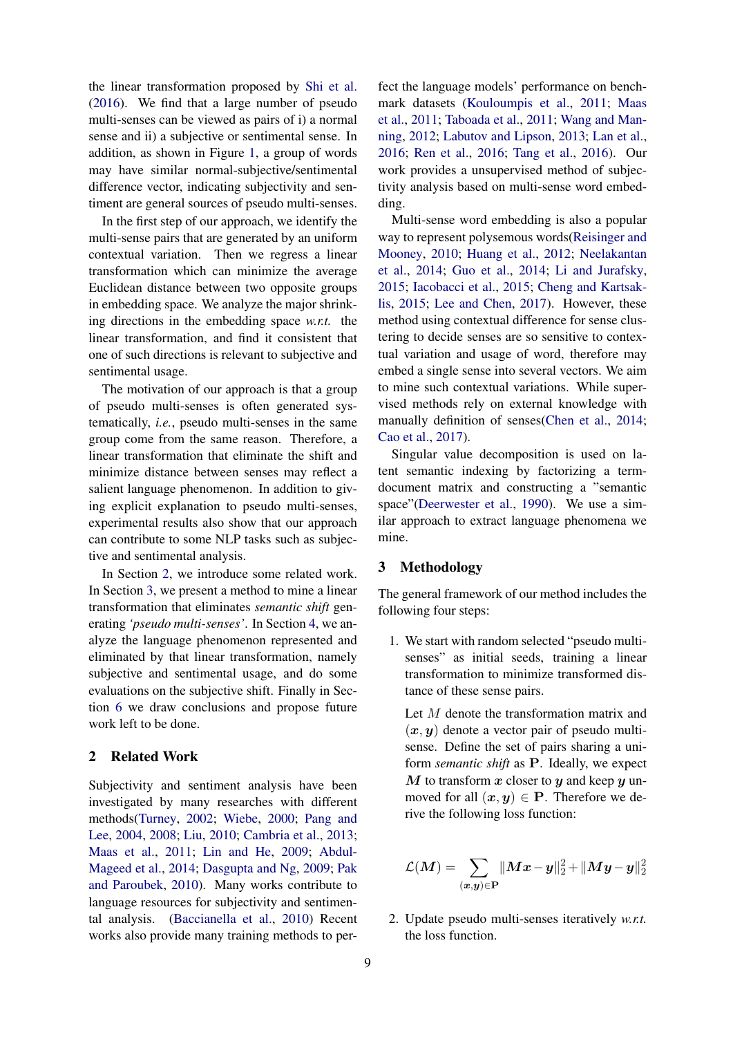the linear transformation proposed by Shi et al. (2016). We find that a large number of pseudo multi-senses can be viewed as pairs of i) a normal sense and ii) a subjective or sentimental sense. In addition, as shown in Figure 1, a group of words may have similar normal-subjective/sentimental difference vector, indicating subjectivity and sentiment are general sources of pseudo multi-senses.

In the first step of our approach, we identify the multi-sense pairs that are generated by an uniform contextual variation. Then we regress a linear transformation which can minimize the average Euclidean distance between two opposite groups in embedding space. We analyze the major shrinking directions in the embedding space *w.r.t.* the linear transformation, and find it consistent that one of such directions is relevant to subjective and sentimental usage.

The motivation of our approach is that a group of pseudo multi-senses is often generated systematically, *i.e.*, pseudo multi-senses in the same group come from the same reason. Therefore, a linear transformation that eliminate the shift and minimize distance between senses may reflect a salient language phenomenon. In addition to giving explicit explanation to pseudo multi-senses, experimental results also show that our approach can contribute to some NLP tasks such as subjective and sentimental analysis.

In Section 2, we introduce some related work. In Section 3, we present a method to mine a linear transformation that eliminates *semantic shift* generating *'pseudo multi-senses'*. In Section 4, we analyze the language phenomenon represented and eliminated by that linear transformation, namely subjective and sentimental usage, and do some evaluations on the subjective shift. Finally in Section 6 we draw conclusions and propose future work left to be done.

## 2 Related Work

Subjectivity and sentiment analysis have been investigated by many researches with different methods(Turney, 2002; Wiebe, 2000; Pang and Lee, 2004, 2008; Liu, 2010; Cambria et al., 2013; Maas et al., 2011; Lin and He, 2009; Abdul-Mageed et al., 2014; Dasgupta and Ng, 2009; Pak and Paroubek, 2010). Many works contribute to language resources for subjectivity and sentimental analysis. (Baccianella et al., 2010) Recent works also provide many training methods to perfect the language models' performance on benchmark datasets (Kouloumpis et al., 2011; Maas et al., 2011; Taboada et al., 2011; Wang and Manning, 2012; Labutov and Lipson, 2013; Lan et al., 2016; Ren et al., 2016; Tang et al., 2016). Our work provides a unsupervised method of subjectivity analysis based on multi-sense word embedding.

Multi-sense word embedding is also a popular way to represent polysemous words(Reisinger and Mooney, 2010; Huang et al., 2012; Neelakantan et al., 2014; Guo et al., 2014; Li and Jurafsky, 2015; Iacobacci et al., 2015; Cheng and Kartsaklis, 2015; Lee and Chen, 2017). However, these method using contextual difference for sense clustering to decide senses are so sensitive to contextual variation and usage of word, therefore may embed a single sense into several vectors. We aim to mine such contextual variations. While supervised methods rely on external knowledge with manually definition of senses(Chen et al., 2014; Cao et al., 2017).

Singular value decomposition is used on latent semantic indexing by factorizing a term-document matrix and constructing a "semantic space"(Deerwester et al., 1990). We use a similar approach to extract language phenomena we mine.

## 3 Methodology

The general framework of our method includes the following four steps:

1. We start with random selected "pseudo multi-senses" as initial seeds, training a linear transformation to minimize transformed distance of these sense pairs.

   Let $M$ denote the transformation matrix and $(\boldsymbol{x}, \boldsymbol{y})$ denote a vector pair of pseudo multi-sense. Define the set of pairs sharing a uniform *semantic shift* as $\mathbf{P}$. Ideally, we expect $\boldsymbol{M}$ to transform $\boldsymbol{x}$ closer to $\boldsymbol{y}$ and keep $\boldsymbol{y}$ unmoved for all $(\boldsymbol{x}, \boldsymbol{y}) \in \mathbf{P}$. Therefore we derive the following loss function:

$$\mathcal{L}(\boldsymbol{M}) = \sum_{(\boldsymbol{x},\boldsymbol{y})\in\mathbf{P}} \|\boldsymbol{M}\boldsymbol{x} - \boldsymbol{y}\|_2^2 + \|\boldsymbol{M}\boldsymbol{y} - \boldsymbol{y}\|_2^2$$

2. Update pseudo multi-senses iteratively *w.r.t.* the loss function.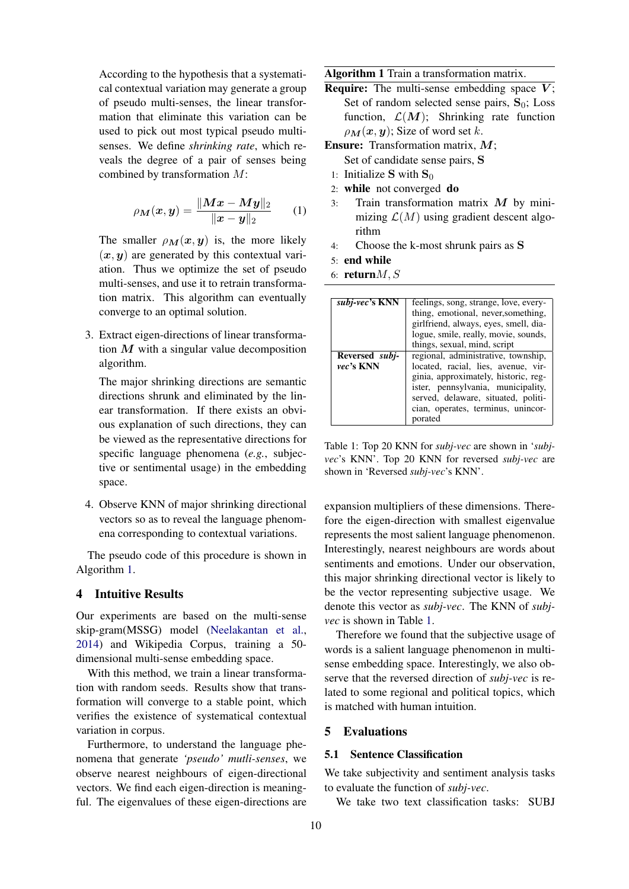According to the hypothesis that a systematical contextual variation may generate a group of pseudo multi-senses, the linear transformation that eliminate this variation can be used to pick out most typical pseudo multi-senses. We define *shrinking rate*, which reveals the degree of a pair of senses being combined by transformation $M$:

$$\rho_{\boldsymbol{M}}(\boldsymbol{x}, \boldsymbol{y}) = \frac{\|\boldsymbol{M}\boldsymbol{x} - \boldsymbol{M}\boldsymbol{y}\|_2}{\|\boldsymbol{x} - \boldsymbol{y}\|_2} \quad (1)$$

The smaller $\rho_{\boldsymbol{M}}(\boldsymbol{x}, \boldsymbol{y})$ is, the more likely $(\boldsymbol{x}, \boldsymbol{y})$ are generated by this contextual variation. Thus we optimize the set of pseudo multi-senses, and use it to retrain transformation matrix. This algorithm can eventually converge to an optimal solution.

3. Extract eigen-directions of linear transformation $\boldsymbol{M}$ with a singular value decomposition algorithm.

   The major shrinking directions are semantic directions shrunk and eliminated by the linear transformation. If there exists an obvious explanation of such directions, they can be viewed as the representative directions for specific language phenomena (*e.g.*, subjective or sentimental usage) in the embedding space.

4. Observe KNN of major shrinking directional vectors so as to reveal the language phenomena corresponding to contextual variations.

The pseudo code of this procedure is shown in Algorithm 1.

**Algorithm 1** Train a transformation matrix.

**Require:** The multi-sense embedding space $\boldsymbol{V}$; Set of random selected sense pairs, $\mathbf{S}_0$; Loss function, $\mathcal{L}(\boldsymbol{M})$; Shrinking rate function $\rho_{\boldsymbol{M}}(\boldsymbol{x}, \boldsymbol{y})$; Size of word set $k$.

**Ensure:** Transformation matrix, $\boldsymbol{M}$; Set of candidate sense pairs, $\mathbf{S}$

```
1: Initialize S with S_0
2: while not converged do
3:     Train transformation matrix M by minimizing L(M) using gradient descent algorithm
4:     Choose the k-most shrunk pairs as S
5: end while
6: return M, S
```

## 4 Intuitive Results

Our experiments are based on the multi-sense skip-gram(MSSG) model (Neelakantan et al., 2014) and Wikipedia Corpus, training a 50-dimensional multi-sense embedding space.

With this method, we train a linear transformation with random seeds. Results show that transformation will converge to a stable point, which verifies the existence of systematical contextual variation in corpus.

Furthermore, to understand the language phenomena that generate *'pseudo' mutli-senses*, we observe nearest neighbours of eigen-directional vectors. We find each eigen-direction is meaningful. The eigenvalues of these eigen-directions are expansion multipliers of these dimensions. Therefore the eigen-direction with smallest eigenvalue represents the most salient language phenomenon. Interestingly, nearest neighbours are words about sentiments and emotions. Under our observation, this major shrinking directional vector is likely to be the vector representing subjective usage. We denote this vector as *subj-vec*. The KNN of *subj-vec* is shown in Table 1.

| | |
|---|---|
| ***subj-vec*'s KNN** | feelings, song, strange, love, everything, emotional, never,something, girlfriend, always, eyes, smell, dialogue, smile, really, movie, sounds, things, sexual, mind, script |
| **Reversed *subj-vec*'s KNN** | regional, administrative, township, located, racial, lies, avenue, virginia, approximately, historic, register, pennsylvania, municipality, served, delaware, situated, politician, operates, terminus, unincorporated |

Table 1: Top 20 KNN for *subj-vec* are shown in '*subj-vec*'s KNN'. Top 20 KNN for reversed *subj-vec* are shown in 'Reversed *subj-vec*'s KNN'.

Therefore we found that the subjective usage of words is a salient language phenomenon in multi-sense embedding space. Interestingly, we also observe that the reversed direction of *subj-vec* is related to some regional and political topics, which is matched with human intuition.

## 5 Evaluations

### 5.1 Sentence Classification

We take subjectivity and sentiment analysis tasks to evaluate the function of *subj-vec*.

We take two text classification tasks: SUBJ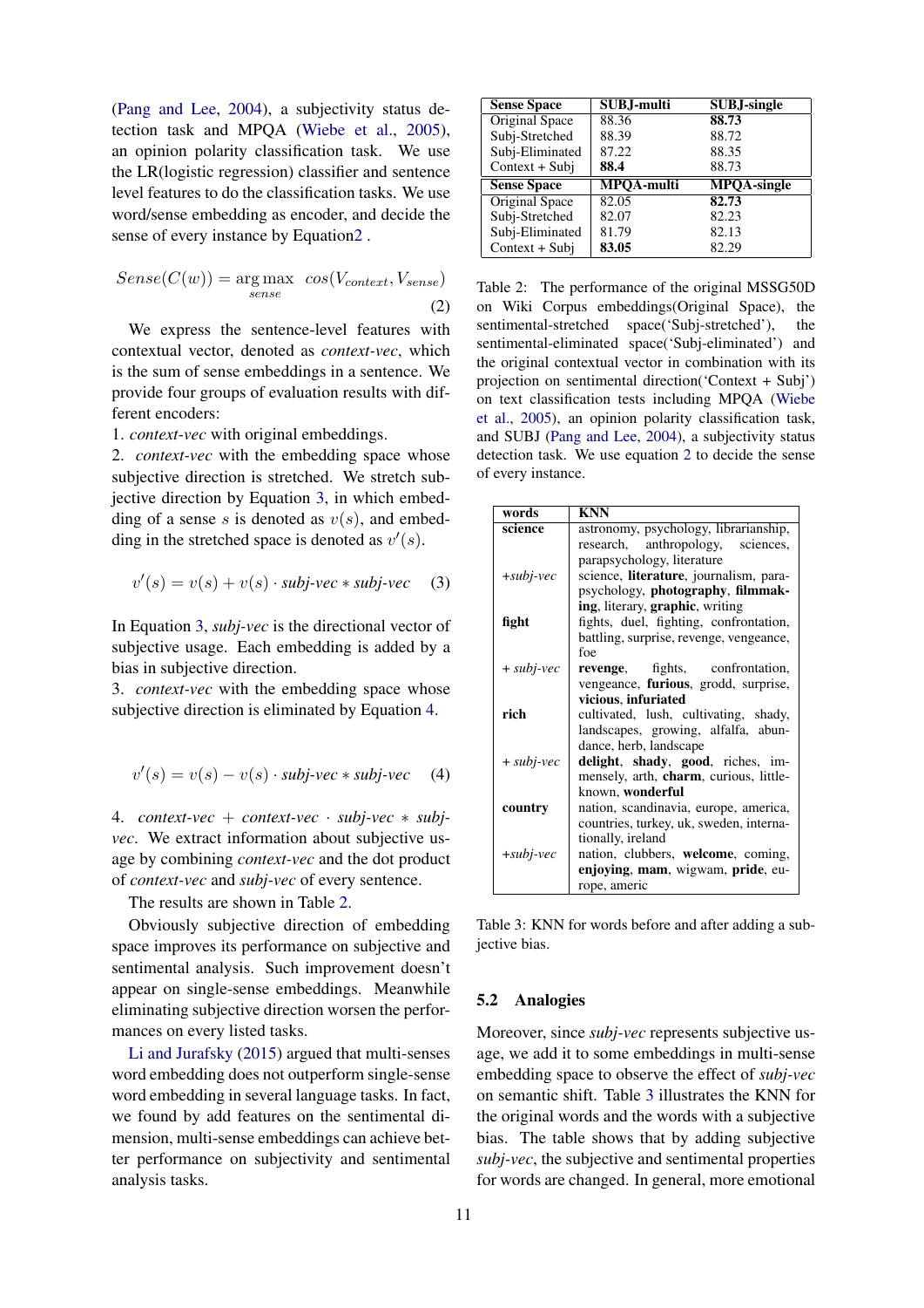(Pang and Lee, 2004), a subjectivity status detection task and MPQA (Wiebe et al., 2005), an opinion polarity classification task. We use the LR(logistic regression) classifier and sentence level features to do the classification tasks. We use word/sense embedding as encoder, and decide the sense of every instance by Equation2 .

$$Sense(C(w)) = \underset{sense}{\arg\max} \; cos(V_{context}, V_{sense}) \quad (2)$$

We express the sentence-level features with contextual vector, denoted as *context-vec*, which is the sum of sense embeddings in a sentence. We provide four groups of evaluation results with different encoders:

1. *context-vec* with original embeddings.
2. *context-vec* with the embedding space whose subjective direction is stretched. We stretch subjective direction by Equation 3, in which embedding of a sense $s$ is denoted as $v(s)$, and embedding in the stretched space is denoted as $v'(s)$.

$$v'(s) = v(s) + v(s) \cdot \textit{subj-vec} * \textit{subj-vec} \quad (3)$$

In Equation 3, *subj-vec* is the directional vector of subjective usage. Each embedding is added by a bias in subjective direction.

3. *context-vec* with the embedding space whose subjective direction is eliminated by Equation 4.

$$v'(s) = v(s) - v(s) \cdot \textit{subj-vec} * \textit{subj-vec} \quad (4)$$

4. *context-vec* + *context-vec* · *subj-vec* ∗ *subj-vec*. We extract information about subjective usage by combining *context-vec* and the dot product of *context-vec* and *subj-vec* of every sentence.

The results are shown in Table 2.

Obviously subjective direction of embedding space improves its performance on subjective and sentimental analysis. Such improvement doesn't appear on single-sense embeddings. Meanwhile eliminating subjective direction worsen the performances on every listed tasks.

Li and Jurafsky (2015) argued that multi-senses word embedding does not outperform single-sense word embedding in several language tasks. In fact, we found by add features on the sentimental dimension, multi-sense embeddings can achieve better performance on subjectivity and sentimental analysis tasks.

| Sense Space | SUBJ-multi | SUBJ-single |
|---|---|---|
| Original Space | 88.36 | **88.73** |
| Subj-Stretched | 88.39 | 88.72 |
| Subj-Eliminated | 87.22 | 88.35 |
| Context + Subj | **88.4** | 88.73 |
| **Sense Space** | **MPQA-multi** | **MPQA-single** |
| Original Space | 82.05 | **82.73** |
| Subj-Stretched | 82.07 | 82.23 |
| Subj-Eliminated | 81.79 | 82.13 |
| Context + Subj | **83.05** | 82.29 |

Table 2: The performance of the original MSSG50D on Wiki Corpus embeddings(Original Space), the sentimental-stretched space('Subj-stretched'), the sentimental-eliminated space('Subj-eliminated') and the original contextual vector in combination with its projection on sentimental direction('Context + Subj') on text classification tests including MPQA (Wiebe et al., 2005), an opinion polarity classification task, and SUBJ (Pang and Lee, 2004), a subjectivity status detection task. We use equation 2 to decide the sense of every instance.

| words | KNN |
|---|---|
| **science** | astronomy, psychology, librarianship, research, anthropology, sciences, parapsychology, literature |
| *+subj-vec* | science, **literature**, journalism, parapsychology, **photography**, **filmmaking**, literary, **graphic**, writing |
| **fight** | fights, duel, fighting, confrontation, battling, surprise, revenge, vengeance, foe |
| *+ subj-vec* | **revenge**, fights, confrontation, vengeance, **furious**, grodd, surprise, **vicious**, **infuriated** |
| **rich** | cultivated, lush, cultivating, shady, landscapes, growing, alfalfa, abundance, herb, landscape |
| *+ subj-vec* | **delight**, **shady**, **good**, riches, immensely, arth, **charm**, curious, little-known, **wonderful** |
| **country** | nation, scandinavia, europe, america, countries, turkey, uk, sweden, internationally, ireland |
| *+subj-vec* | nation, clubbers, **welcome**, coming, **enjoying**, **mam**, wigwam, **pride**, europe, americ |

Table 3: KNN for words before and after adding a subjective bias.

## 5.2 Analogies

Moreover, since *subj-vec* represents subjective usage, we add it to some embeddings in multi-sense embedding space to observe the effect of *subj-vec* on semantic shift. Table 3 illustrates the KNN for the original words and the words with a subjective bias. The table shows that by adding subjective *subj-vec*, the subjective and sentimental properties for words are changed. In general, more emotional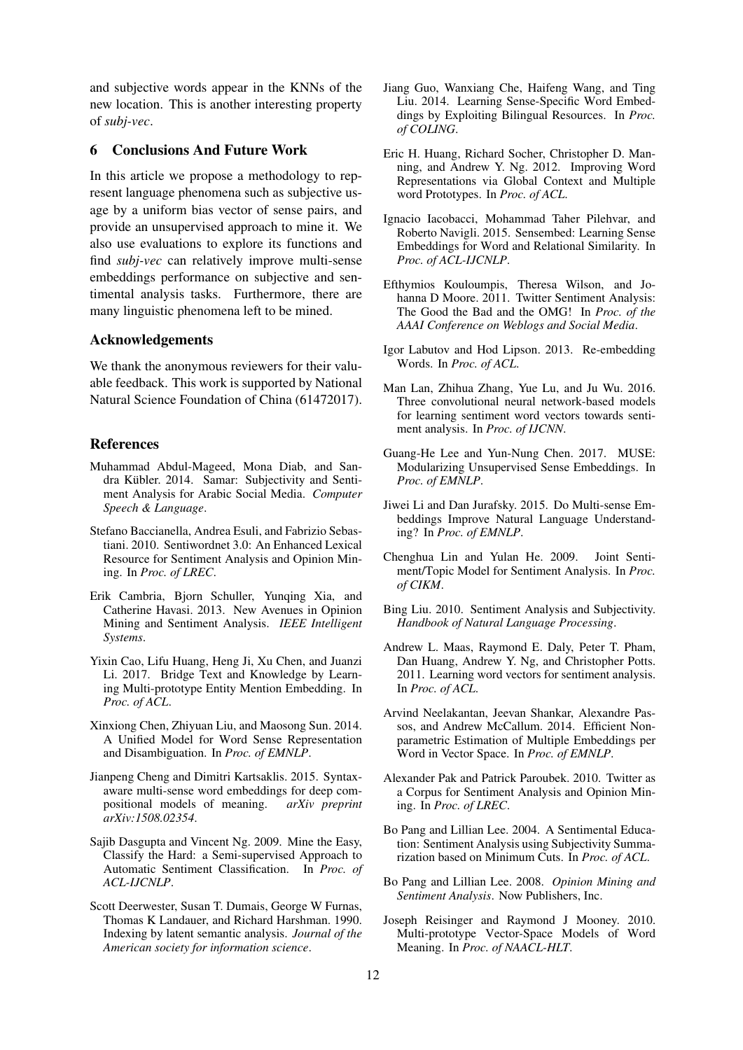and subjective words appear in the KNNs of the new location. This is another interesting property of *subj-vec*.

## 6 Conclusions And Future Work

In this article we propose a methodology to represent language phenomena such as subjective usage by a uniform bias vector of sense pairs, and provide an unsupervised approach to mine it. We also use evaluations to explore its functions and find *subj-vec* can relatively improve multi-sense embeddings performance on subjective and sentimental analysis tasks. Furthermore, there are many linguistic phenomena left to be mined.

## Acknowledgements

We thank the anonymous reviewers for their valuable feedback. This work is supported by National Natural Science Foundation of China (61472017).

## References

Muhammad Abdul-Mageed, Mona Diab, and Sandra Kübler. 2014. Samar: Subjectivity and Sentiment Analysis for Arabic Social Media. *Computer Speech & Language*.

Stefano Baccianella, Andrea Esuli, and Fabrizio Sebastiani. 2010. Sentiwordnet 3.0: An Enhanced Lexical Resource for Sentiment Analysis and Opinion Mining. In *Proc. of LREC*.

Erik Cambria, Bjorn Schuller, Yunqing Xia, and Catherine Havasi. 2013. New Avenues in Opinion Mining and Sentiment Analysis. *IEEE Intelligent Systems*.

Yixin Cao, Lifu Huang, Heng Ji, Xu Chen, and Juanzi Li. 2017. Bridge Text and Knowledge by Learning Multi-prototype Entity Mention Embedding. In *Proc. of ACL*.

Xinxiong Chen, Zhiyuan Liu, and Maosong Sun. 2014. A Unified Model for Word Sense Representation and Disambiguation. In *Proc. of EMNLP*.

Jianpeng Cheng and Dimitri Kartsaklis. 2015. Syntax-aware multi-sense word embeddings for deep compositional models of meaning. *arXiv preprint arXiv:1508.02354*.

Sajib Dasgupta and Vincent Ng. 2009. Mine the Easy, Classify the Hard: a Semi-supervised Approach to Automatic Sentiment Classification. In *Proc. of ACL-IJCNLP*.

Scott Deerwester, Susan T. Dumais, George W Furnas, Thomas K Landauer, and Richard Harshman. 1990. Indexing by latent semantic analysis. *Journal of the American society for information science*.

Jiang Guo, Wanxiang Che, Haifeng Wang, and Ting Liu. 2014. Learning Sense-Specific Word Embeddings by Exploiting Bilingual Resources. In *Proc. of COLING*.

Eric H. Huang, Richard Socher, Christopher D. Manning, and Andrew Y. Ng. 2012. Improving Word Representations via Global Context and Multiple word Prototypes. In *Proc. of ACL*.

Ignacio Iacobacci, Mohammad Taher Pilehvar, and Roberto Navigli. 2015. Sensembed: Learning Sense Embeddings for Word and Relational Similarity. In *Proc. of ACL-IJCNLP*.

Efthymios Kouloumpis, Theresa Wilson, and Johanna D Moore. 2011. Twitter Sentiment Analysis: The Good the Bad and the OMG! In *Proc. of the AAAI Conference on Weblogs and Social Media*.

Igor Labutov and Hod Lipson. 2013. Re-embedding Words. In *Proc. of ACL*.

Man Lan, Zhihua Zhang, Yue Lu, and Ju Wu. 2016. Three convolutional neural network-based models for learning sentiment word vectors towards sentiment analysis. In *Proc. of IJCNN*.

Guang-He Lee and Yun-Nung Chen. 2017. MUSE: Modularizing Unsupervised Sense Embeddings. In *Proc. of EMNLP*.

Jiwei Li and Dan Jurafsky. 2015. Do Multi-sense Embeddings Improve Natural Language Understanding? In *Proc. of EMNLP*.

Chenghua Lin and Yulan He. 2009. Joint Sentiment/Topic Model for Sentiment Analysis. In *Proc. of CIKM*.

Bing Liu. 2010. Sentiment Analysis and Subjectivity. *Handbook of Natural Language Processing*.

Andrew L. Maas, Raymond E. Daly, Peter T. Pham, Dan Huang, Andrew Y. Ng, and Christopher Potts. 2011. Learning word vectors for sentiment analysis. In *Proc. of ACL*.

Arvind Neelakantan, Jeevan Shankar, Alexandre Passos, and Andrew McCallum. 2014. Efficient Non-parametric Estimation of Multiple Embeddings per Word in Vector Space. In *Proc. of EMNLP*.

Alexander Pak and Patrick Paroubek. 2010. Twitter as a Corpus for Sentiment Analysis and Opinion Mining. In *Proc. of LREC*.

Bo Pang and Lillian Lee. 2004. A Sentimental Education: Sentiment Analysis using Subjectivity Summarization based on Minimum Cuts. In *Proc. of ACL*.

Bo Pang and Lillian Lee. 2008. *Opinion Mining and Sentiment Analysis*. Now Publishers, Inc.

Joseph Reisinger and Raymond J Mooney. 2010. Multi-prototype Vector-Space Models of Word Meaning. In *Proc. of NAACL-HLT*.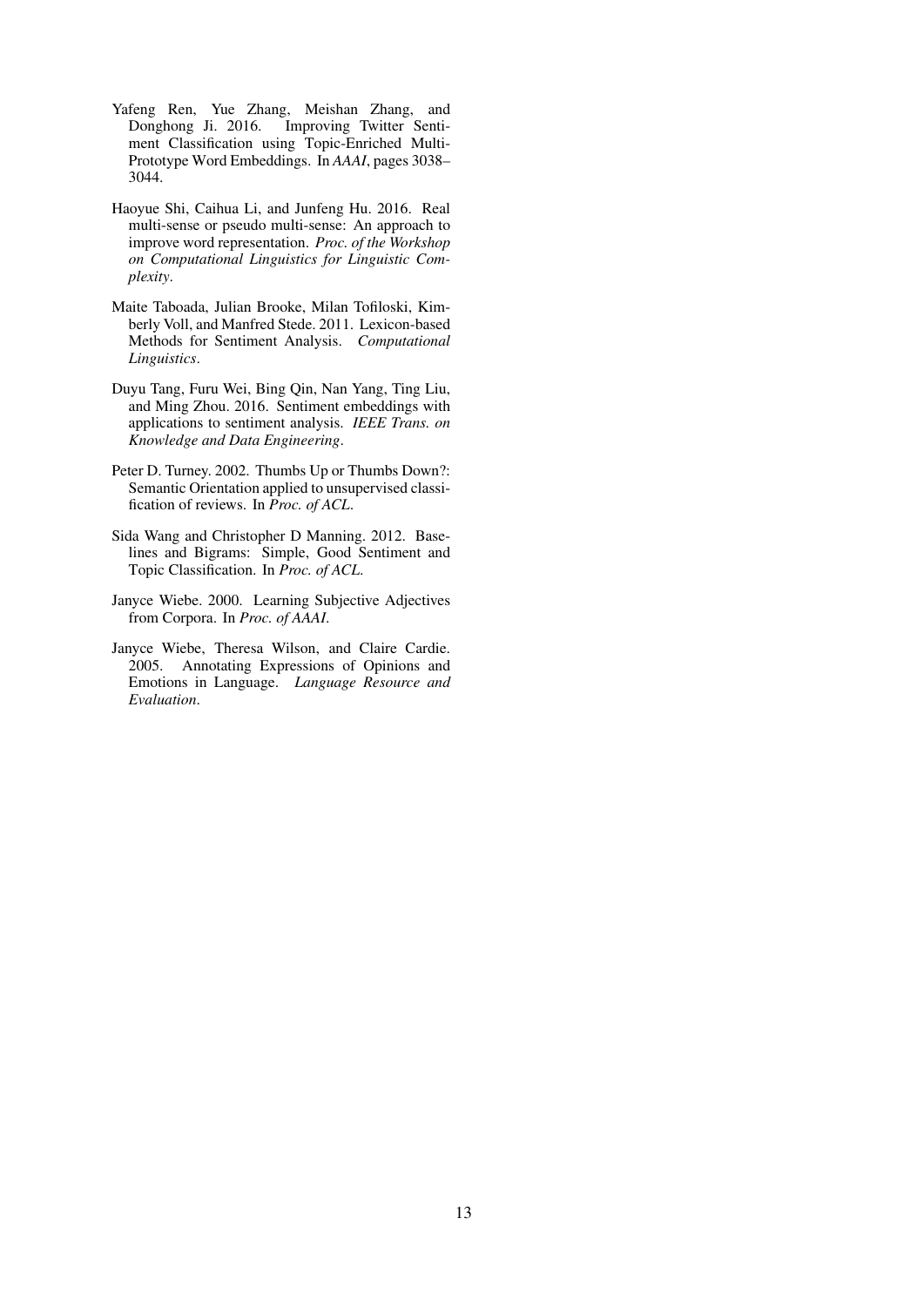Yafeng Ren, Yue Zhang, Meishan Zhang, and Donghong Ji. 2016. Improving Twitter Sentiment Classification using Topic-Enriched Multi-Prototype Word Embeddings. In *AAAI*, pages 3038–3044.

Haoyue Shi, Caihua Li, and Junfeng Hu. 2016. Real multi-sense or pseudo multi-sense: An approach to improve word representation. *Proc. of the Workshop on Computational Linguistics for Linguistic Complexity*.

Maite Taboada, Julian Brooke, Milan Tofiloski, Kimberly Voll, and Manfred Stede. 2011. Lexicon-based Methods for Sentiment Analysis. *Computational Linguistics*.

Duyu Tang, Furu Wei, Bing Qin, Nan Yang, Ting Liu, and Ming Zhou. 2016. Sentiment embeddings with applications to sentiment analysis. *IEEE Trans. on Knowledge and Data Engineering*.

Peter D. Turney. 2002. Thumbs Up or Thumbs Down?: Semantic Orientation applied to unsupervised classification of reviews. In *Proc. of ACL*.

Sida Wang and Christopher D Manning. 2012. Baselines and Bigrams: Simple, Good Sentiment and Topic Classification. In *Proc. of ACL*.

Janyce Wiebe. 2000. Learning Subjective Adjectives from Corpora. In *Proc. of AAAI*.

Janyce Wiebe, Theresa Wilson, and Claire Cardie. 2005. Annotating Expressions of Opinions and Emotions in Language. *Language Resource and Evaluation*.